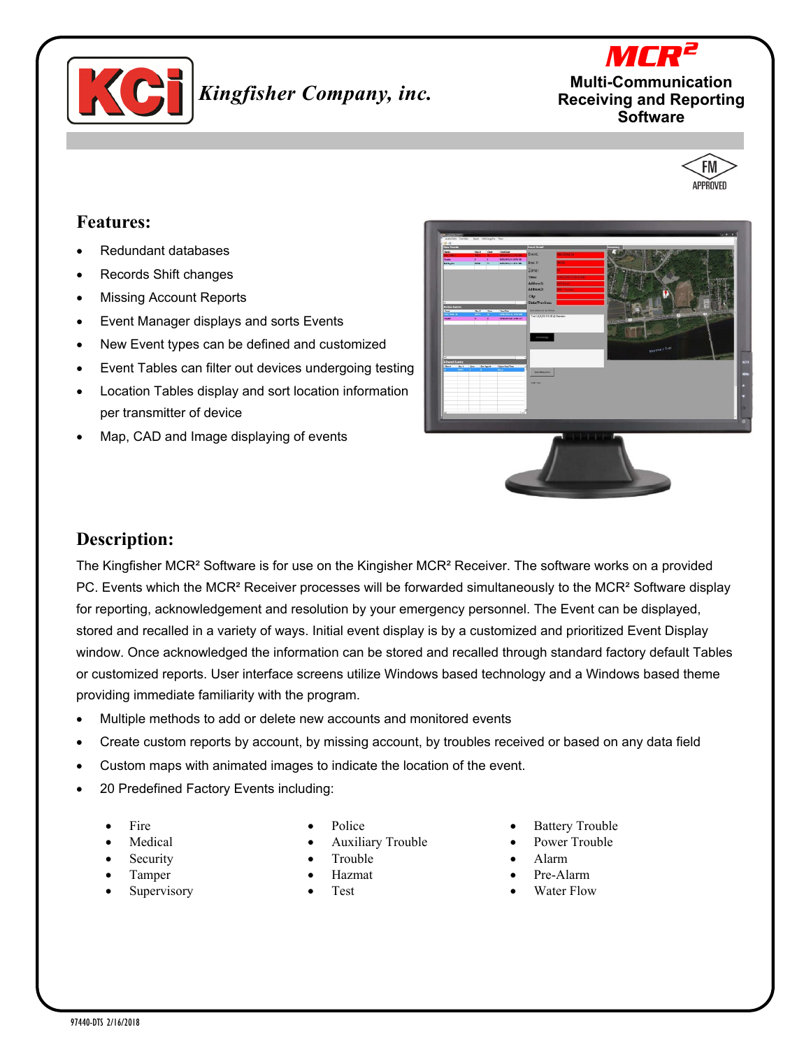# Kingfisher Company, inc.

## MCR²

**Multi-Communication Receiving and Reporting Software**

FM APPROVED

## Features:

- Redundant databases
- Records Shift changes
- Missing Account Reports
- Event Manager displays and sorts Events
- New Event types can be defined and customized
- Event Tables can filter out devices undergoing testing
- Location Tables display and sort location information per transmitter of device
- Map, CAD and Image displaying of events

## Description:

The Kingfisher MCR² Software is for use on the Kingisher MCR² Receiver. The software works on a provided PC. Events which the MCR² Receiver processes will be forwarded simultaneously to the MCR² Software display for reporting, acknowledgement and resolution by your emergency personnel. The Event can be displayed, stored and recalled in a variety of ways. Initial event display is by a customized and prioritized Event Display window. Once acknowledged the information can be stored and recalled through standard factory default Tables or customized reports. User interface screens utilize Windows based technology and a Windows based theme providing immediate familiarity with the program.

- Multiple methods to add or delete new accounts and monitored events
- Create custom reports by account, by missing account, by troubles received or based on any data field
- Custom maps with animated images to indicate the location of the event.
- 20 Predefined Factory Events including:
  - Fire
  - Medical
  - Security
  - Tamper
  - Supervisory
  - Police
  - Auxiliary Trouble
  - Trouble
  - Hazmat
  - Test
  - Battery Trouble
  - Power Trouble
  - Alarm
  - Pre-Alarm
  - Water Flow

97440-DTS 2/16/2018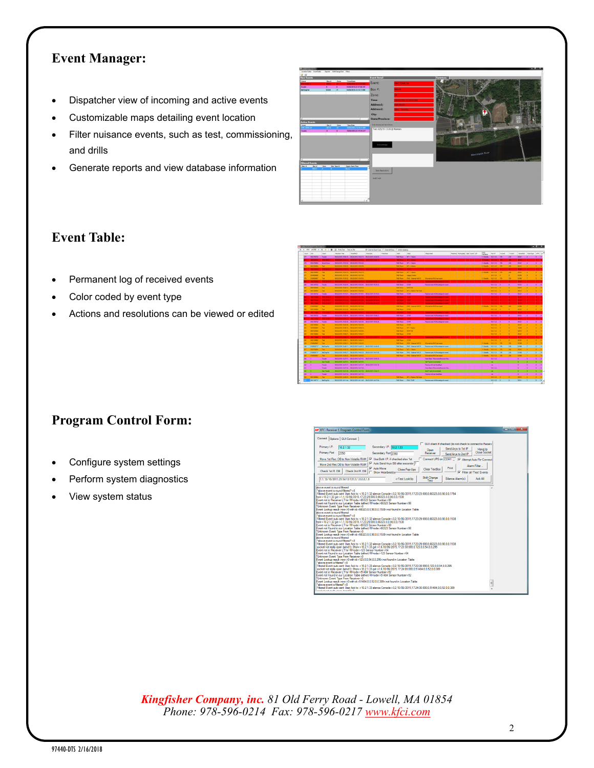## Event Manager:

- Dispatcher view of incoming and active events
- Customizable maps detailing event location
- Filter nuisance events, such as test, commissioning, and drills
- Generate reports and view database information

## Event Table:

- Permanent log of received events
- Color coded by event type
- Actions and resolutions can be viewed or edited

## Program Control Form:

- Configure system settings
- Perform system diagnostics
- View system status

*Kingfisher Company, inc.* *81 Old Ferry Road - Lowell, MA 01854*
*Phone: 978-596-0214 Fax: 978-596-0217* *www.kfci.com*

97440-DTS 2/16/2018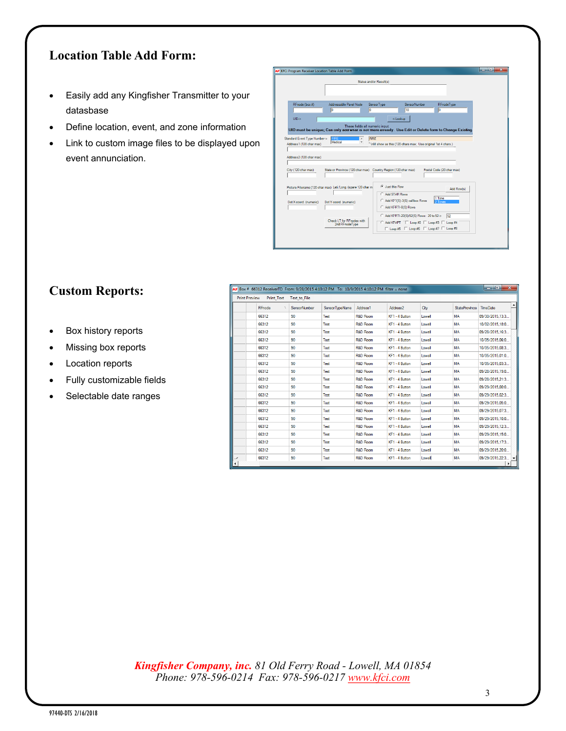## Location Table Add Form:

- Easily add any Kingfisher Transmitter to your datasbase
- Define location, event, and zone information
- Link to custom image files to be displayed upon event annunciation.

## Custom Reports:

- Box history reports
- Missing box reports
- Location reports
- Fully customizable fields
- Selectable date ranges

***Kingfisher Company, inc.*** *81 Old Ferry Road - Lowell, MA 01854*
*Phone: 978-596-0214 Fax: 978-596-0217* [www.kfci.com](http://www.kfci.com)

97440-DTS 2/16/2018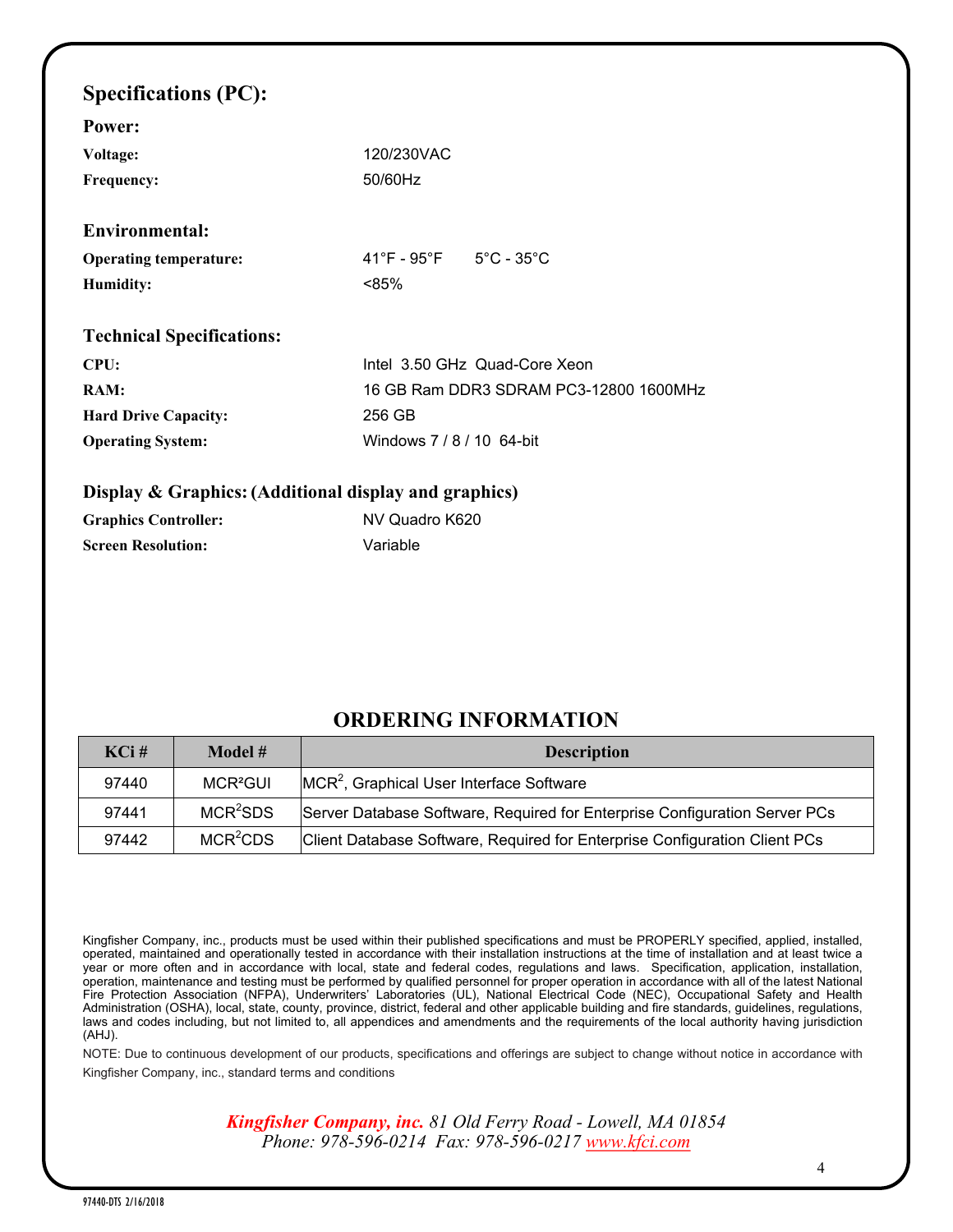## Specifications (PC):

### Power:

| | |
|---|---|
| **Voltage:** | 120/230VAC |
| **Frequency:** | 50/60Hz |

### Environmental:

| | |
|---|---|
| **Operating temperature:** | 41°F - 95°F     5°C - 35°C |
| **Humidity:** | <85% |

### Technical Specifications:

| | |
|---|---|
| **CPU:** | Intel 3.50 GHz Quad-Core Xeon |
| **RAM:** | 16 GB Ram DDR3 SDRAM PC3-12800 1600MHz |
| **Hard Drive Capacity:** | 256 GB |
| **Operating System:** | Windows 7 / 8 / 10 64-bit |

### Display & Graphics: (Additional display and graphics)

| | |
|---|---|
| **Graphics Controller:** | NV Quadro K620 |
| **Screen Resolution:** | Variable |

## ORDERING INFORMATION

| KCi # | Model # | Description |
|---|---|---|
| 97440 | $MCR^2$GUI | $MCR^2$, Graphical User Interface Software |
| 97441 | $MCR^2$SDS | Server Database Software, Required for Enterprise Configuration Server PCs |
| 97442 | $MCR^2$CDS | Client Database Software, Required for Enterprise Configuration Client PCs |

Kingfisher Company, inc., products must be used within their published specifications and must be PROPERLY specified, applied, installed, operated, maintained and operationally tested in accordance with their installation instructions at the time of installation and at least twice a year or more often and in accordance with local, state and federal codes, regulations and laws. Specification, application, installation, operation, maintenance and testing must be performed by qualified personnel for proper operation in accordance with all of the latest National Fire Protection Association (NFPA), Underwriters' Laboratories (UL), National Electrical Code (NEC), Occupational Safety and Health Administration (OSHA), local, state, county, province, district, federal and other applicable building and fire standards, guidelines, regulations, laws and codes including, but not limited to, all appendices and amendments and the requirements of the local authority having jurisdiction (AHJ).

NOTE: Due to continuous development of our products, specifications and offerings are subject to change without notice in accordance with Kingfisher Company, inc., standard terms and conditions

***Kingfisher Company, inc.*** *81 Old Ferry Road - Lowell, MA 01854*
*Phone: 978-596-0214 Fax: 978-596-0217 www.kfci.com*

97440-DTS 2/16/2018